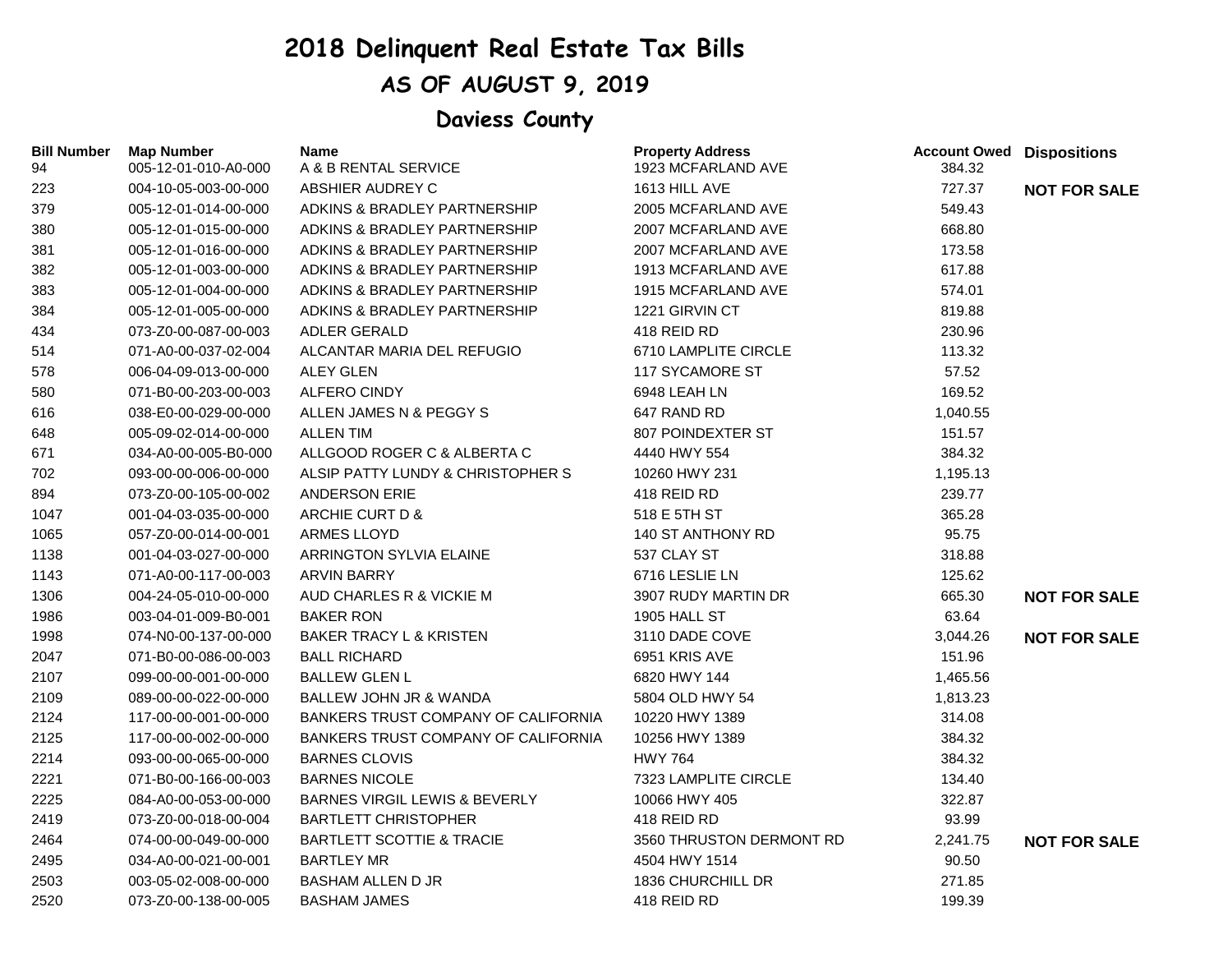# 2018 Delinquent Real Estate Tax Bills

## AS OF AUGUST 9, 2019

## Daviess County

| Bill Number | Map Number | Name | Property Address | Account Owed | Dispositions |
|---|---|---|---|---|---|
| 94 | 005-12-01-010-A0-000 | A & B RENTAL SERVICE | 1923 MCFARLAND AVE | 384.32 | |
| 223 | 004-10-05-003-00-000 | ABSHIER AUDREY C | 1613 HILL AVE | 727.37 | **NOT FOR SALE** |
| 379 | 005-12-01-014-00-000 | ADKINS & BRADLEY PARTNERSHIP | 2005 MCFARLAND AVE | 549.43 | |
| 380 | 005-12-01-015-00-000 | ADKINS & BRADLEY PARTNERSHIP | 2007 MCFARLAND AVE | 668.80 | |
| 381 | 005-12-01-016-00-000 | ADKINS & BRADLEY PARTNERSHIP | 2007 MCFARLAND AVE | 173.58 | |
| 382 | 005-12-01-003-00-000 | ADKINS & BRADLEY PARTNERSHIP | 1913 MCFARLAND AVE | 617.88 | |
| 383 | 005-12-01-004-00-000 | ADKINS & BRADLEY PARTNERSHIP | 1915 MCFARLAND AVE | 574.01 | |
| 384 | 005-12-01-005-00-000 | ADKINS & BRADLEY PARTNERSHIP | 1221 GIRVIN CT | 819.88 | |
| 434 | 073-Z0-00-087-00-003 | ADLER GERALD | 418 REID RD | 230.96 | |
| 514 | 071-A0-00-037-02-004 | ALCANTAR MARIA DEL REFUGIO | 6710 LAMPLITE CIRCLE | 113.32 | |
| 578 | 006-04-09-013-00-000 | ALEY GLEN | 117 SYCAMORE ST | 57.52 | |
| 580 | 071-B0-00-203-00-003 | ALFERO CINDY | 6948 LEAH LN | 169.52 | |
| 616 | 038-E0-00-029-00-000 | ALLEN JAMES N & PEGGY S | 647 RAND RD | 1,040.55 | |
| 648 | 005-09-02-014-00-000 | ALLEN TIM | 807 POINDEXTER ST | 151.57 | |
| 671 | 034-A0-00-005-B0-000 | ALLGOOD ROGER C & ALBERTA C | 4440 HWY 554 | 384.32 | |
| 702 | 093-00-00-006-00-000 | ALSIP PATTY LUNDY & CHRISTOPHER S | 10260 HWY 231 | 1,195.13 | |
| 894 | 073-Z0-00-105-00-002 | ANDERSON ERIE | 418 REID RD | 239.77 | |
| 1047 | 001-04-03-035-00-000 | ARCHIE CURT D & | 518 E 5TH ST | 365.28 | |
| 1065 | 057-Z0-00-014-00-001 | ARMES LLOYD | 140 ST ANTHONY RD | 95.75 | |
| 1138 | 001-04-03-027-00-000 | ARRINGTON SYLVIA ELAINE | 537 CLAY ST | 318.88 | |
| 1143 | 071-A0-00-117-00-003 | ARVIN BARRY | 6716 LESLIE LN | 125.62 | |
| 1306 | 004-24-05-010-00-000 | AUD CHARLES R & VICKIE M | 3907 RUDY MARTIN DR | 665.30 | **NOT FOR SALE** |
| 1986 | 003-04-01-009-B0-001 | BAKER RON | 1905 HALL ST | 63.64 | |
| 1998 | 074-N0-00-137-00-000 | BAKER TRACY L & KRISTEN | 3110 DADE COVE | 3,044.26 | **NOT FOR SALE** |
| 2047 | 071-B0-00-086-00-003 | BALL RICHARD | 6951 KRIS AVE | 151.96 | |
| 2107 | 099-00-00-001-00-000 | BALLEW GLEN L | 6820 HWY 144 | 1,465.56 | |
| 2109 | 089-00-00-022-00-000 | BALLEW JOHN JR & WANDA | 5804 OLD HWY 54 | 1,813.23 | |
| 2124 | 117-00-00-001-00-000 | BANKERS TRUST COMPANY OF CALIFORNIA | 10220 HWY 1389 | 314.08 | |
| 2125 | 117-00-00-002-00-000 | BANKERS TRUST COMPANY OF CALIFORNIA | 10256 HWY 1389 | 384.32 | |
| 2214 | 093-00-00-065-00-000 | BARNES CLOVIS | HWY 764 | 384.32 | |
| 2221 | 071-B0-00-166-00-003 | BARNES NICOLE | 7323 LAMPLITE CIRCLE | 134.40 | |
| 2225 | 084-A0-00-053-00-000 | BARNES VIRGIL LEWIS & BEVERLY | 10066 HWY 405 | 322.87 | |
| 2419 | 073-Z0-00-018-00-004 | BARTLETT CHRISTOPHER | 418 REID RD | 93.99 | |
| 2464 | 074-00-00-049-00-000 | BARTLETT SCOTTIE & TRACIE | 3560 THRUSTON DERMONT RD | 2,241.75 | **NOT FOR SALE** |
| 2495 | 034-A0-00-021-00-001 | BARTLEY MR | 4504 HWY 1514 | 90.50 | |
| 2503 | 003-05-02-008-00-000 | BASHAM ALLEN D JR | 1836 CHURCHILL DR | 271.85 | |
| 2520 | 073-Z0-00-138-00-005 | BASHAM JAMES | 418 REID RD | 199.39 | |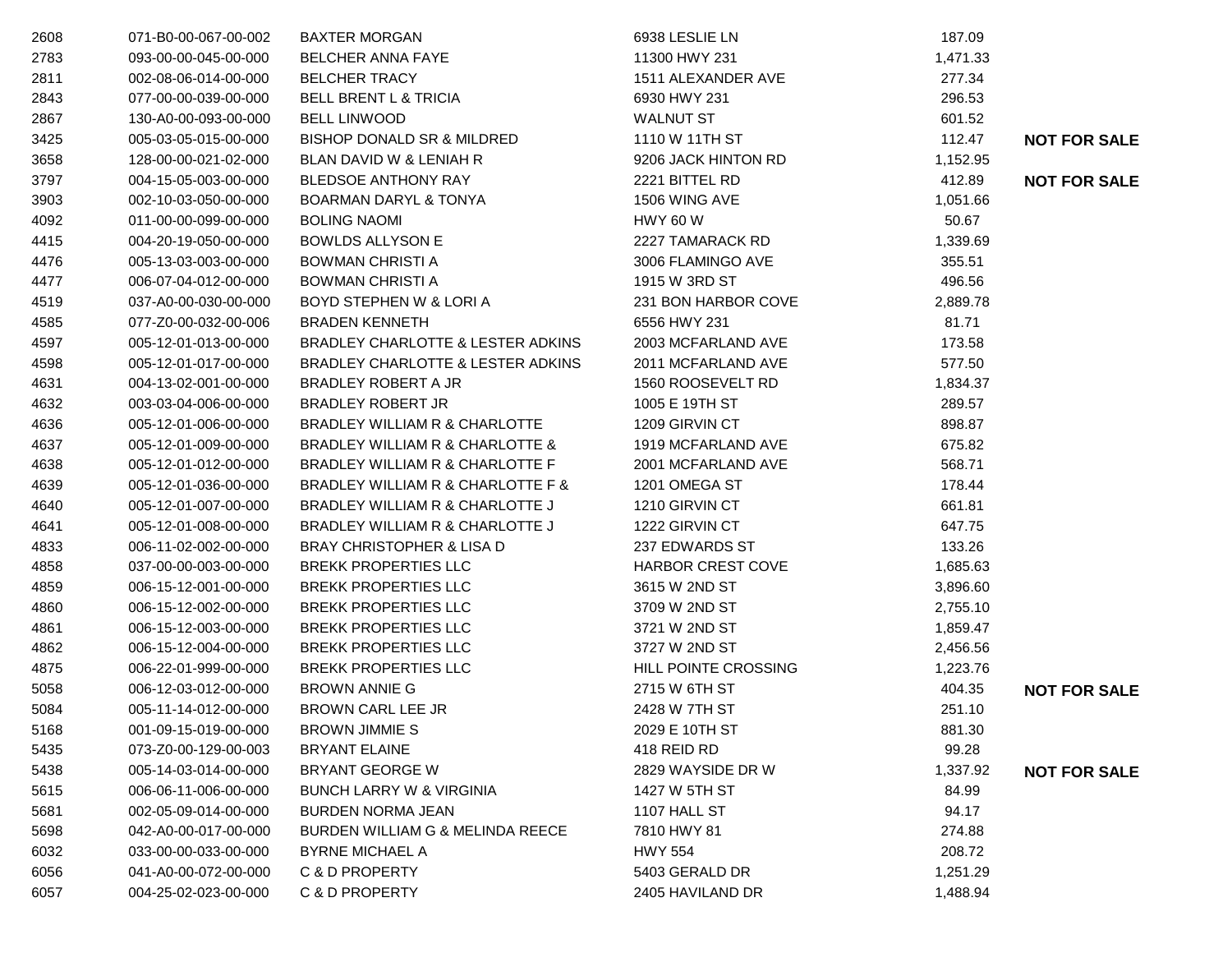| | | | | | |
|---|---|---|---|---|---|
| 2608 | 071-B0-00-067-00-002 | BAXTER MORGAN | 6938 LESLIE LN | 187.09 | |
| 2783 | 093-00-00-045-00-000 | BELCHER ANNA FAYE | 11300 HWY 231 | 1,471.33 | |
| 2811 | 002-08-06-014-00-000 | BELCHER TRACY | 1511 ALEXANDER AVE | 277.34 | |
| 2843 | 077-00-00-039-00-000 | BELL BRENT L & TRICIA | 6930 HWY 231 | 296.53 | |
| 2867 | 130-A0-00-093-00-000 | BELL LINWOOD | WALNUT ST | 601.52 | |
| 3425 | 005-03-05-015-00-000 | BISHOP DONALD SR & MILDRED | 1110 W 11TH ST | 112.47 | **NOT FOR SALE** |
| 3658 | 128-00-00-021-02-000 | BLAN DAVID W & LENIAH R | 9206 JACK HINTON RD | 1,152.95 | |
| 3797 | 004-15-05-003-00-000 | BLEDSOE ANTHONY RAY | 2221 BITTEL RD | 412.89 | **NOT FOR SALE** |
| 3903 | 002-10-03-050-00-000 | BOARMAN DARYL & TONYA | 1506 WING AVE | 1,051.66 | |
| 4092 | 011-00-00-099-00-000 | BOLING NAOMI | HWY 60 W | 50.67 | |
| 4415 | 004-20-19-050-00-000 | BOWLDS ALLYSON E | 2227 TAMARACK RD | 1,339.69 | |
| 4476 | 005-13-03-003-00-000 | BOWMAN CHRISTI A | 3006 FLAMINGO AVE | 355.51 | |
| 4477 | 006-07-04-012-00-000 | BOWMAN CHRISTI A | 1915 W 3RD ST | 496.56 | |
| 4519 | 037-A0-00-030-00-000 | BOYD STEPHEN W & LORI A | 231 BON HARBOR COVE | 2,889.78 | |
| 4585 | 077-Z0-00-032-00-006 | BRADEN KENNETH | 6556 HWY 231 | 81.71 | |
| 4597 | 005-12-01-013-00-000 | BRADLEY CHARLOTTE & LESTER ADKINS | 2003 MCFARLAND AVE | 173.58 | |
| 4598 | 005-12-01-017-00-000 | BRADLEY CHARLOTTE & LESTER ADKINS | 2011 MCFARLAND AVE | 577.50 | |
| 4631 | 004-13-02-001-00-000 | BRADLEY ROBERT A JR | 1560 ROOSEVELT RD | 1,834.37 | |
| 4632 | 003-03-04-006-00-000 | BRADLEY ROBERT JR | 1005 E 19TH ST | 289.57 | |
| 4636 | 005-12-01-006-00-000 | BRADLEY WILLIAM R & CHARLOTTE | 1209 GIRVIN CT | 898.87 | |
| 4637 | 005-12-01-009-00-000 | BRADLEY WILLIAM R & CHARLOTTE & | 1919 MCFARLAND AVE | 675.82 | |
| 4638 | 005-12-01-012-00-000 | BRADLEY WILLIAM R & CHARLOTTE F | 2001 MCFARLAND AVE | 568.71 | |
| 4639 | 005-12-01-036-00-000 | BRADLEY WILLIAM R & CHARLOTTE F & | 1201 OMEGA ST | 178.44 | |
| 4640 | 005-12-01-007-00-000 | BRADLEY WILLIAM R & CHARLOTTE J | 1210 GIRVIN CT | 661.81 | |
| 4641 | 005-12-01-008-00-000 | BRADLEY WILLIAM R & CHARLOTTE J | 1222 GIRVIN CT | 647.75 | |
| 4833 | 006-11-02-002-00-000 | BRAY CHRISTOPHER & LISA D | 237 EDWARDS ST | 133.26 | |
| 4858 | 037-00-00-003-00-000 | BREKK PROPERTIES LLC | HARBOR CREST COVE | 1,685.63 | |
| 4859 | 006-15-12-001-00-000 | BREKK PROPERTIES LLC | 3615 W 2ND ST | 3,896.60 | |
| 4860 | 006-15-12-002-00-000 | BREKK PROPERTIES LLC | 3709 W 2ND ST | 2,755.10 | |
| 4861 | 006-15-12-003-00-000 | BREKK PROPERTIES LLC | 3721 W 2ND ST | 1,859.47 | |
| 4862 | 006-15-12-004-00-000 | BREKK PROPERTIES LLC | 3727 W 2ND ST | 2,456.56 | |
| 4875 | 006-22-01-999-00-000 | BREKK PROPERTIES LLC | HILL POINTE CROSSING | 1,223.76 | |
| 5058 | 006-12-03-012-00-000 | BROWN ANNIE G | 2715 W 6TH ST | 404.35 | **NOT FOR SALE** |
| 5084 | 005-11-14-012-00-000 | BROWN CARL LEE JR | 2428 W 7TH ST | 251.10 | |
| 5168 | 001-09-15-019-00-000 | BROWN JIMMIE S | 2029 E 10TH ST | 881.30 | |
| 5435 | 073-Z0-00-129-00-003 | BRYANT ELAINE | 418 REID RD | 99.28 | |
| 5438 | 005-14-03-014-00-000 | BRYANT GEORGE W | 2829 WAYSIDE DR W | 1,337.92 | **NOT FOR SALE** |
| 5615 | 006-06-11-006-00-000 | BUNCH LARRY W & VIRGINIA | 1427 W 5TH ST | 84.99 | |
| 5681 | 002-05-09-014-00-000 | BURDEN NORMA JEAN | 1107 HALL ST | 94.17 | |
| 5698 | 042-A0-00-017-00-000 | BURDEN WILLIAM G & MELINDA REECE | 7810 HWY 81 | 274.88 | |
| 6032 | 033-00-00-033-00-000 | BYRNE MICHAEL A | HWY 554 | 208.72 | |
| 6056 | 041-A0-00-072-00-000 | C & D PROPERTY | 5403 GERALD DR | 1,251.29 | |
| 6057 | 004-25-02-023-00-000 | C & D PROPERTY | 2405 HAVILAND DR | 1,488.94 | |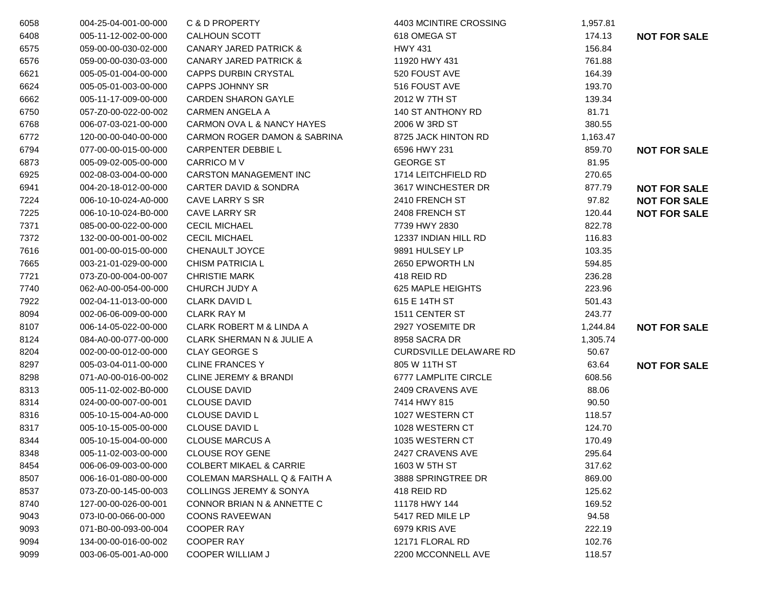| | | | | | |
|---|---|---|---|---|---|
| 6058 | 004-25-04-001-00-000 | C & D PROPERTY | 4403 MCINTIRE CROSSING | 1,957.81 | |
| 6408 | 005-11-12-002-00-000 | CALHOUN SCOTT | 618 OMEGA ST | 174.13 | **NOT FOR SALE** |
| 6575 | 059-00-00-030-02-000 | CANARY JARED PATRICK & | HWY 431 | 156.84 | |
| 6576 | 059-00-00-030-03-000 | CANARY JARED PATRICK & | 11920 HWY 431 | 761.88 | |
| 6621 | 005-05-01-004-00-000 | CAPPS DURBIN CRYSTAL | 520 FOUST AVE | 164.39 | |
| 6624 | 005-05-01-003-00-000 | CAPPS JOHNNY SR | 516 FOUST AVE | 193.70 | |
| 6662 | 005-11-17-009-00-000 | CARDEN SHARON GAYLE | 2012 W 7TH ST | 139.34 | |
| 6750 | 057-Z0-00-022-00-002 | CARMEN ANGELA A | 140 ST ANTHONY RD | 81.71 | |
| 6768 | 006-07-03-021-00-000 | CARMON OVA L & NANCY HAYES | 2006 W 3RD ST | 380.55 | |
| 6772 | 120-00-00-040-00-000 | CARMON ROGER DAMON & SABRINA | 8725 JACK HINTON RD | 1,163.47 | |
| 6794 | 077-00-00-015-00-000 | CARPENTER DEBBIE L | 6596 HWY 231 | 859.70 | **NOT FOR SALE** |
| 6873 | 005-09-02-005-00-000 | CARRICO M V | GEORGE ST | 81.95 | |
| 6925 | 002-08-03-004-00-000 | CARSTON MANAGEMENT INC | 1714 LEITCHFIELD RD | 270.65 | |
| 6941 | 004-20-18-012-00-000 | CARTER DAVID & SONDRA | 3617 WINCHESTER DR | 877.79 | **NOT FOR SALE** |
| 7224 | 006-10-10-024-A0-000 | CAVE LARRY S SR | 2410 FRENCH ST | 97.82 | **NOT FOR SALE** |
| 7225 | 006-10-10-024-B0-000 | CAVE LARRY SR | 2408 FRENCH ST | 120.44 | **NOT FOR SALE** |
| 7371 | 085-00-00-022-00-000 | CECIL MICHAEL | 7739 HWY 2830 | 822.78 | |
| 7372 | 132-00-00-001-00-002 | CECIL MICHAEL | 12337 INDIAN HILL RD | 116.83 | |
| 7616 | 001-00-00-015-00-000 | CHENAULT JOYCE | 9891 HULSEY LP | 103.35 | |
| 7665 | 003-21-01-029-00-000 | CHISM PATRICIA L | 2650 EPWORTH LN | 594.85 | |
| 7721 | 073-Z0-00-004-00-007 | CHRISTIE MARK | 418 REID RD | 236.28 | |
| 7740 | 062-A0-00-054-00-000 | CHURCH JUDY A | 625 MAPLE HEIGHTS | 223.96 | |
| 7922 | 002-04-11-013-00-000 | CLARK DAVID L | 615 E 14TH ST | 501.43 | |
| 8094 | 002-06-06-009-00-000 | CLARK RAY M | 1511 CENTER ST | 243.77 | |
| 8107 | 006-14-05-022-00-000 | CLARK ROBERT M & LINDA A | 2927 YOSEMITE DR | 1,244.84 | **NOT FOR SALE** |
| 8124 | 084-A0-00-077-00-000 | CLARK SHERMAN N & JULIE A | 8958 SACRA DR | 1,305.74 | |
| 8204 | 002-00-00-012-00-000 | CLAY GEORGE S | CURDSVILLE DELAWARE RD | 50.67 | |
| 8297 | 005-03-04-011-00-000 | CLINE FRANCES Y | 805 W 11TH ST | 63.64 | **NOT FOR SALE** |
| 8298 | 071-A0-00-016-00-002 | CLINE JEREMY & BRANDI | 6777 LAMPLITE CIRCLE | 608.56 | |
| 8313 | 005-11-02-002-B0-000 | CLOUSE DAVID | 2409 CRAVENS AVE | 88.06 | |
| 8314 | 024-00-00-007-00-001 | CLOUSE DAVID | 7414 HWY 815 | 90.50 | |
| 8316 | 005-10-15-004-A0-000 | CLOUSE DAVID L | 1027 WESTERN CT | 118.57 | |
| 8317 | 005-10-15-005-00-000 | CLOUSE DAVID L | 1028 WESTERN CT | 124.70 | |
| 8344 | 005-10-15-004-00-000 | CLOUSE MARCUS A | 1035 WESTERN CT | 170.49 | |
| 8348 | 005-11-02-003-00-000 | CLOUSE ROY GENE | 2427 CRAVENS AVE | 295.64 | |
| 8454 | 006-06-09-003-00-000 | COLBERT MIKAEL & CARRIE | 1603 W 5TH ST | 317.62 | |
| 8507 | 006-16-01-080-00-000 | COLEMAN MARSHALL Q & FAITH A | 3888 SPRINGTREE DR | 869.00 | |
| 8537 | 073-Z0-00-145-00-003 | COLLINGS JEREMY & SONYA | 418 REID RD | 125.62 | |
| 8740 | 127-00-00-026-00-001 | CONNOR BRIAN N & ANNETTE C | 11178 HWY 144 | 169.52 | |
| 9043 | 073-I0-00-066-00-000 | COONS RAVEEWAN | 5417 RED MILE LP | 94.58 | |
| 9093 | 071-B0-00-093-00-004 | COOPER RAY | 6979 KRIS AVE | 222.19 | |
| 9094 | 134-00-00-016-00-002 | COOPER RAY | 12171 FLORAL RD | 102.76 | |
| 9099 | 003-06-05-001-A0-000 | COOPER WILLIAM J | 2200 MCCONNELL AVE | 118.57 | |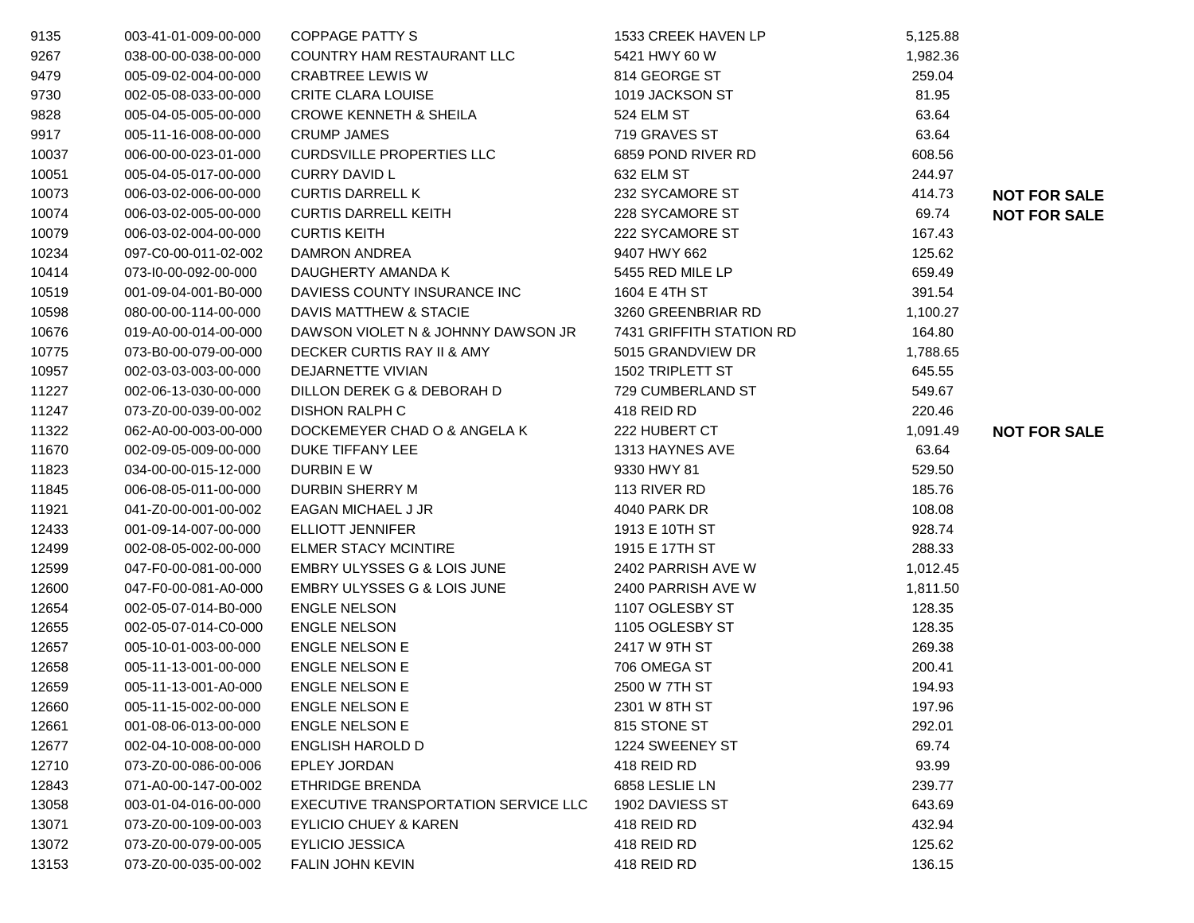| | | | | | |
|---|---|---|---|---|---|
| 9135 | 003-41-01-009-00-000 | COPPAGE PATTY S | 1533 CREEK HAVEN LP | 5,125.88 | |
| 9267 | 038-00-00-038-00-000 | COUNTRY HAM RESTAURANT LLC | 5421 HWY 60 W | 1,982.36 | |
| 9479 | 005-09-02-004-00-000 | CRABTREE LEWIS W | 814 GEORGE ST | 259.04 | |
| 9730 | 002-05-08-033-00-000 | CRITE CLARA LOUISE | 1019 JACKSON ST | 81.95 | |
| 9828 | 005-04-05-005-00-000 | CROWE KENNETH & SHEILA | 524 ELM ST | 63.64 | |
| 9917 | 005-11-16-008-00-000 | CRUMP JAMES | 719 GRAVES ST | 63.64 | |
| 10037 | 006-00-00-023-01-000 | CURDSVILLE PROPERTIES LLC | 6859 POND RIVER RD | 608.56 | |
| 10051 | 005-04-05-017-00-000 | CURRY DAVID L | 632 ELM ST | 244.97 | |
| 10073 | 006-03-02-006-00-000 | CURTIS DARRELL K | 232 SYCAMORE ST | 414.73 | **NOT FOR SALE** |
| 10074 | 006-03-02-005-00-000 | CURTIS DARRELL KEITH | 228 SYCAMORE ST | 69.74 | **NOT FOR SALE** |
| 10079 | 006-03-02-004-00-000 | CURTIS KEITH | 222 SYCAMORE ST | 167.43 | |
| 10234 | 097-C0-00-011-02-002 | DAMRON ANDREA | 9407 HWY 662 | 125.62 | |
| 10414 | 073-I0-00-092-00-000 | DAUGHERTY AMANDA K | 5455 RED MILE LP | 659.49 | |
| 10519 | 001-09-04-001-B0-000 | DAVIESS COUNTY INSURANCE INC | 1604 E 4TH ST | 391.54 | |
| 10598 | 080-00-00-114-00-000 | DAVIS MATTHEW & STACIE | 3260 GREENBRIAR RD | 1,100.27 | |
| 10676 | 019-A0-00-014-00-000 | DAWSON VIOLET N & JOHNNY DAWSON JR | 7431 GRIFFITH STATION RD | 164.80 | |
| 10775 | 073-B0-00-079-00-000 | DECKER CURTIS RAY II & AMY | 5015 GRANDVIEW DR | 1,788.65 | |
| 10957 | 002-03-03-003-00-000 | DEJARNETTE VIVIAN | 1502 TRIPLETT ST | 645.55 | |
| 11227 | 002-06-13-030-00-000 | DILLON DEREK G & DEBORAH D | 729 CUMBERLAND ST | 549.67 | |
| 11247 | 073-Z0-00-039-00-002 | DISHON RALPH C | 418 REID RD | 220.46 | |
| 11322 | 062-A0-00-003-00-000 | DOCKEMEYER CHAD O & ANGELA K | 222 HUBERT CT | 1,091.49 | **NOT FOR SALE** |
| 11670 | 002-09-05-009-00-000 | DUKE TIFFANY LEE | 1313 HAYNES AVE | 63.64 | |
| 11823 | 034-00-00-015-12-000 | DURBIN E W | 9330 HWY 81 | 529.50 | |
| 11845 | 006-08-05-011-00-000 | DURBIN SHERRY M | 113 RIVER RD | 185.76 | |
| 11921 | 041-Z0-00-001-00-002 | EAGAN MICHAEL J JR | 4040 PARK DR | 108.08 | |
| 12433 | 001-09-14-007-00-000 | ELLIOTT JENNIFER | 1913 E 10TH ST | 928.74 | |
| 12499 | 002-08-05-002-00-000 | ELMER STACY MCINTIRE | 1915 E 17TH ST | 288.33 | |
| 12599 | 047-F0-00-081-00-000 | EMBRY ULYSSES G & LOIS JUNE | 2402 PARRISH AVE W | 1,012.45 | |
| 12600 | 047-F0-00-081-A0-000 | EMBRY ULYSSES G & LOIS JUNE | 2400 PARRISH AVE W | 1,811.50 | |
| 12654 | 002-05-07-014-B0-000 | ENGLE NELSON | 1107 OGLESBY ST | 128.35 | |
| 12655 | 002-05-07-014-C0-000 | ENGLE NELSON | 1105 OGLESBY ST | 128.35 | |
| 12657 | 005-10-01-003-00-000 | ENGLE NELSON E | 2417 W 9TH ST | 269.38 | |
| 12658 | 005-11-13-001-00-000 | ENGLE NELSON E | 706 OMEGA ST | 200.41 | |
| 12659 | 005-11-13-001-A0-000 | ENGLE NELSON E | 2500 W 7TH ST | 194.93 | |
| 12660 | 005-11-15-002-00-000 | ENGLE NELSON E | 2301 W 8TH ST | 197.96 | |
| 12661 | 001-08-06-013-00-000 | ENGLE NELSON E | 815 STONE ST | 292.01 | |
| 12677 | 002-04-10-008-00-000 | ENGLISH HAROLD D | 1224 SWEENEY ST | 69.74 | |
| 12710 | 073-Z0-00-086-00-006 | EPLEY JORDAN | 418 REID RD | 93.99 | |
| 12843 | 071-A0-00-147-00-002 | ETHRIDGE BRENDA | 6858 LESLIE LN | 239.77 | |
| 13058 | 003-01-04-016-00-000 | EXECUTIVE TRANSPORTATION SERVICE LLC | 1902 DAVIESS ST | 643.69 | |
| 13071 | 073-Z0-00-109-00-003 | EYLICIO CHUEY & KAREN | 418 REID RD | 432.94 | |
| 13072 | 073-Z0-00-079-00-005 | EYLICIO JESSICA | 418 REID RD | 125.62 | |
| 13153 | 073-Z0-00-035-00-002 | FALIN JOHN KEVIN | 418 REID RD | 136.15 | |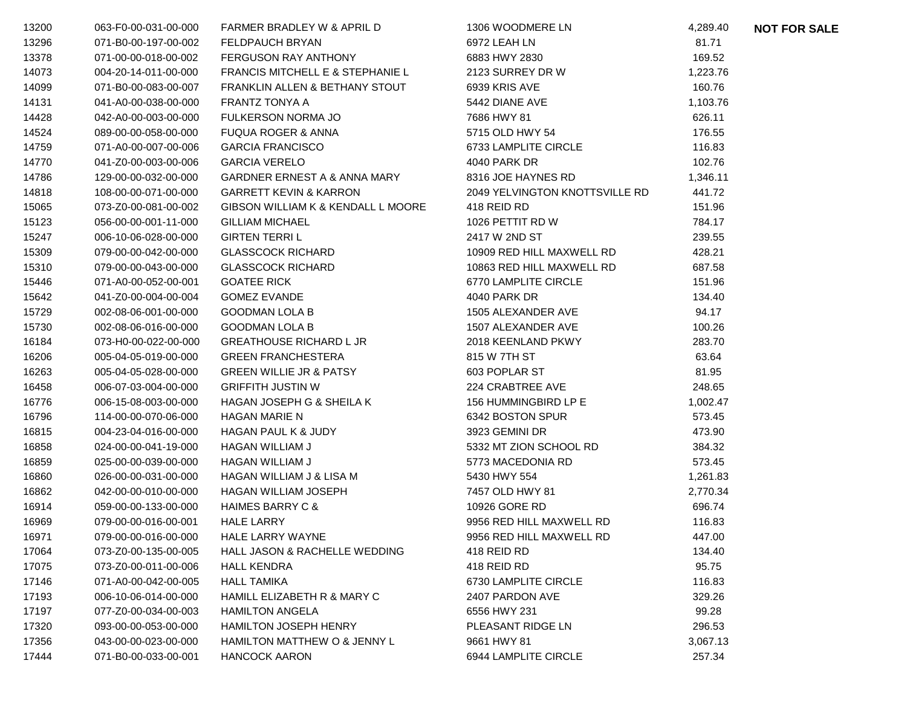| | | | | | |
|---|---|---|---|---|---|
| 13200 | 063-F0-00-031-00-000 | FARMER BRADLEY W & APRIL D | 1306 WOODMERE LN | 4,289.40 | **NOT FOR SALE** |
| 13296 | 071-B0-00-197-00-002 | FELDPAUCH BRYAN | 6972 LEAH LN | 81.71 | |
| 13378 | 071-00-00-018-00-002 | FERGUSON RAY ANTHONY | 6883 HWY 2830 | 169.52 | |
| 14073 | 004-20-14-011-00-000 | FRANCIS MITCHELL E & STEPHANIE L | 2123 SURREY DR W | 1,223.76 | |
| 14099 | 071-B0-00-083-00-007 | FRANKLIN ALLEN & BETHANY STOUT | 6939 KRIS AVE | 160.76 | |
| 14131 | 041-A0-00-038-00-000 | FRANTZ TONYA A | 5442 DIANE AVE | 1,103.76 | |
| 14428 | 042-A0-00-003-00-000 | FULKERSON NORMA JO | 7686 HWY 81 | 626.11 | |
| 14524 | 089-00-00-058-00-000 | FUQUA ROGER & ANNA | 5715 OLD HWY 54 | 176.55 | |
| 14759 | 071-A0-00-007-00-006 | GARCIA FRANCISCO | 6733 LAMPLITE CIRCLE | 116.83 | |
| 14770 | 041-Z0-00-003-00-006 | GARCIA VERELO | 4040 PARK DR | 102.76 | |
| 14786 | 129-00-00-032-00-000 | GARDNER ERNEST A & ANNA MARY | 8316 JOE HAYNES RD | 1,346.11 | |
| 14818 | 108-00-00-071-00-000 | GARRETT KEVIN & KARRON | 2049 YELVINGTON KNOTTSVILLE RD | 441.72 | |
| 15065 | 073-Z0-00-081-00-002 | GIBSON WILLIAM K & KENDALL L MOORE | 418 REID RD | 151.96 | |
| 15123 | 056-00-00-001-11-000 | GILLIAM MICHAEL | 1026 PETTIT RD W | 784.17 | |
| 15247 | 006-10-06-028-00-000 | GIRTEN TERRI L | 2417 W 2ND ST | 239.55 | |
| 15309 | 079-00-00-042-00-000 | GLASSCOCK RICHARD | 10909 RED HILL MAXWELL RD | 428.21 | |
| 15310 | 079-00-00-043-00-000 | GLASSCOCK RICHARD | 10863 RED HILL MAXWELL RD | 687.58 | |
| 15446 | 071-A0-00-052-00-001 | GOATEE RICK | 6770 LAMPLITE CIRCLE | 151.96 | |
| 15642 | 041-Z0-00-004-00-004 | GOMEZ EVANDE | 4040 PARK DR | 134.40 | |
| 15729 | 002-08-06-001-00-000 | GOODMAN LOLA B | 1505 ALEXANDER AVE | 94.17 | |
| 15730 | 002-08-06-016-00-000 | GOODMAN LOLA B | 1507 ALEXANDER AVE | 100.26 | |
| 16184 | 073-H0-00-022-00-000 | GREATHOUSE RICHARD L JR | 2018 KEENLAND PKWY | 283.70 | |
| 16206 | 005-04-05-019-00-000 | GREEN FRANCHESTERA | 815 W 7TH ST | 63.64 | |
| 16263 | 005-04-05-028-00-000 | GREEN WILLIE JR & PATSY | 603 POPLAR ST | 81.95 | |
| 16458 | 006-07-03-004-00-000 | GRIFFITH JUSTIN W | 224 CRABTREE AVE | 248.65 | |
| 16776 | 006-15-08-003-00-000 | HAGAN JOSEPH G & SHEILA K | 156 HUMMINGBIRD LP E | 1,002.47 | |
| 16796 | 114-00-00-070-06-000 | HAGAN MARIE N | 6342 BOSTON SPUR | 573.45 | |
| 16815 | 004-23-04-016-00-000 | HAGAN PAUL K & JUDY | 3923 GEMINI DR | 473.90 | |
| 16858 | 024-00-00-041-19-000 | HAGAN WILLIAM J | 5332 MT ZION SCHOOL RD | 384.32 | |
| 16859 | 025-00-00-039-00-000 | HAGAN WILLIAM J | 5773 MACEDONIA RD | 573.45 | |
| 16860 | 026-00-00-031-00-000 | HAGAN WILLIAM J & LISA M | 5430 HWY 554 | 1,261.83 | |
| 16862 | 042-00-00-010-00-000 | HAGAN WILLIAM JOSEPH | 7457 OLD HWY 81 | 2,770.34 | |
| 16914 | 059-00-00-133-00-000 | HAIMES BARRY C & | 10926 GORE RD | 696.74 | |
| 16969 | 079-00-00-016-00-001 | HALE LARRY | 9956 RED HILL MAXWELL RD | 116.83 | |
| 16971 | 079-00-00-016-00-000 | HALE LARRY WAYNE | 9956 RED HILL MAXWELL RD | 447.00 | |
| 17064 | 073-Z0-00-135-00-005 | HALL JASON & RACHELLE WEDDING | 418 REID RD | 134.40 | |
| 17075 | 073-Z0-00-011-00-006 | HALL KENDRA | 418 REID RD | 95.75 | |
| 17146 | 071-A0-00-042-00-005 | HALL TAMIKA | 6730 LAMPLITE CIRCLE | 116.83 | |
| 17193 | 006-10-06-014-00-000 | HAMILL ELIZABETH R & MARY C | 2407 PARDON AVE | 329.26 | |
| 17197 | 077-Z0-00-034-00-003 | HAMILTON ANGELA | 6556 HWY 231 | 99.28 | |
| 17320 | 093-00-00-053-00-000 | HAMILTON JOSEPH HENRY | PLEASANT RIDGE LN | 296.53 | |
| 17356 | 043-00-00-023-00-000 | HAMILTON MATTHEW O & JENNY L | 9661 HWY 81 | 3,067.13 | |
| 17444 | 071-B0-00-033-00-001 | HANCOCK AARON | 6944 LAMPLITE CIRCLE | 257.34 | |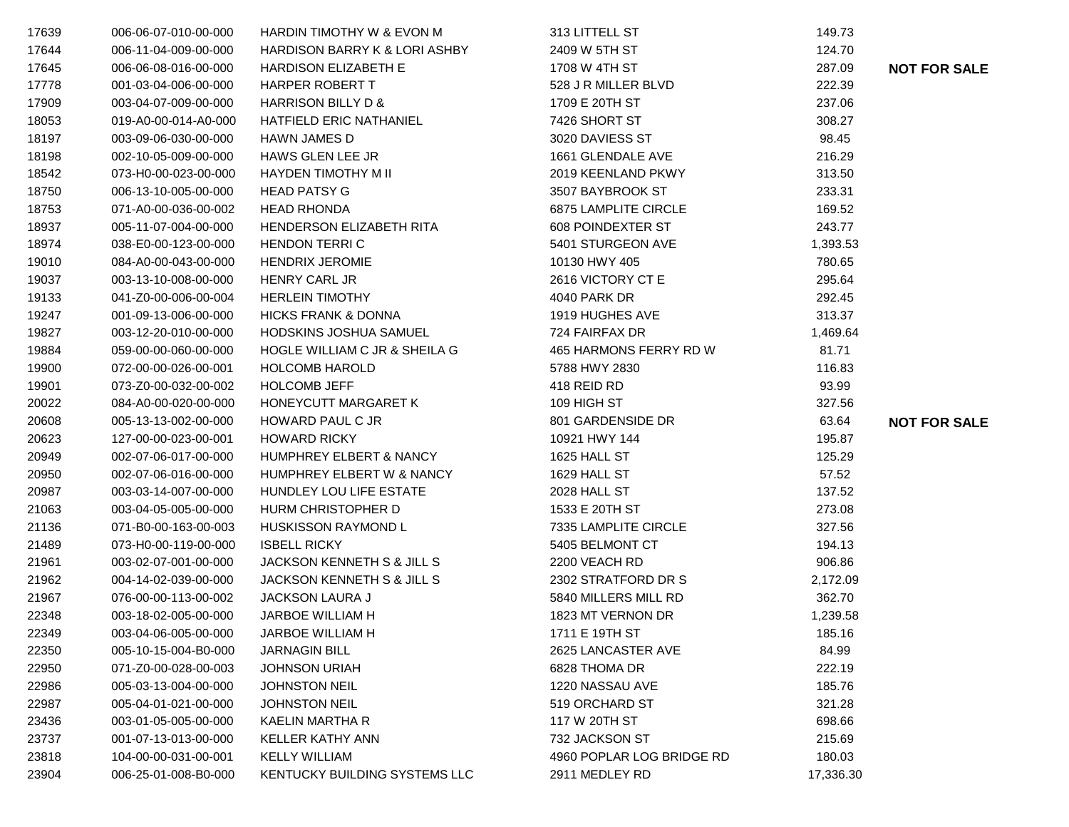| | | | | | |
|---|---|---|---|---|---|
| 17639 | 006-06-07-010-00-000 | HARDIN TIMOTHY W & EVON M | 313 LITTELL ST | 149.73 | |
| 17644 | 006-11-04-009-00-000 | HARDISON BARRY K & LORI ASHBY | 2409 W 5TH ST | 124.70 | |
| 17645 | 006-06-08-016-00-000 | HARDISON ELIZABETH E | 1708 W 4TH ST | 287.09 | **NOT FOR SALE** |
| 17778 | 001-03-04-006-00-000 | HARPER ROBERT T | 528 J R MILLER BLVD | 222.39 | |
| 17909 | 003-04-07-009-00-000 | HARRISON BILLY D & | 1709 E 20TH ST | 237.06 | |
| 18053 | 019-A0-00-014-A0-000 | HATFIELD ERIC NATHANIEL | 7426 SHORT ST | 308.27 | |
| 18197 | 003-09-06-030-00-000 | HAWN JAMES D | 3020 DAVIESS ST | 98.45 | |
| 18198 | 002-10-05-009-00-000 | HAWS GLEN LEE JR | 1661 GLENDALE AVE | 216.29 | |
| 18542 | 073-H0-00-023-00-000 | HAYDEN TIMOTHY M II | 2019 KEENLAND PKWY | 313.50 | |
| 18750 | 006-13-10-005-00-000 | HEAD PATSY G | 3507 BAYBROOK ST | 233.31 | |
| 18753 | 071-A0-00-036-00-002 | HEAD RHONDA | 6875 LAMPLITE CIRCLE | 169.52 | |
| 18937 | 005-11-07-004-00-000 | HENDERSON ELIZABETH RITA | 608 POINDEXTER ST | 243.77 | |
| 18974 | 038-E0-00-123-00-000 | HENDON TERRI C | 5401 STURGEON AVE | 1,393.53 | |
| 19010 | 084-A0-00-043-00-000 | HENDRIX JEROMIE | 10130 HWY 405 | 780.65 | |
| 19037 | 003-13-10-008-00-000 | HENRY CARL JR | 2616 VICTORY CT E | 295.64 | |
| 19133 | 041-Z0-00-006-00-004 | HERLEIN TIMOTHY | 4040 PARK DR | 292.45 | |
| 19247 | 001-09-13-006-00-000 | HICKS FRANK & DONNA | 1919 HUGHES AVE | 313.37 | |
| 19827 | 003-12-20-010-00-000 | HODSKINS JOSHUA SAMUEL | 724 FAIRFAX DR | 1,469.64 | |
| 19884 | 059-00-00-060-00-000 | HOGLE WILLIAM C JR & SHEILA G | 465 HARMONS FERRY RD W | 81.71 | |
| 19900 | 072-00-00-026-00-001 | HOLCOMB HAROLD | 5788 HWY 2830 | 116.83 | |
| 19901 | 073-Z0-00-032-00-002 | HOLCOMB JEFF | 418 REID RD | 93.99 | |
| 20022 | 084-A0-00-020-00-000 | HONEYCUTT MARGARET K | 109 HIGH ST | 327.56 | |
| 20608 | 005-13-13-002-00-000 | HOWARD PAUL C JR | 801 GARDENSIDE DR | 63.64 | **NOT FOR SALE** |
| 20623 | 127-00-00-023-00-001 | HOWARD RICKY | 10921 HWY 144 | 195.87 | |
| 20949 | 002-07-06-017-00-000 | HUMPHREY ELBERT & NANCY | 1625 HALL ST | 125.29 | |
| 20950 | 002-07-06-016-00-000 | HUMPHREY ELBERT W & NANCY | 1629 HALL ST | 57.52 | |
| 20987 | 003-03-14-007-00-000 | HUNDLEY LOU LIFE ESTATE | 2028 HALL ST | 137.52 | |
| 21063 | 003-04-05-005-00-000 | HURM CHRISTOPHER D | 1533 E 20TH ST | 273.08 | |
| 21136 | 071-B0-00-163-00-003 | HUSKISSON RAYMOND L | 7335 LAMPLITE CIRCLE | 327.56 | |
| 21489 | 073-H0-00-119-00-000 | ISBELL RICKY | 5405 BELMONT CT | 194.13 | |
| 21961 | 003-02-07-001-00-000 | JACKSON KENNETH S & JILL S | 2200 VEACH RD | 906.86 | |
| 21962 | 004-14-02-039-00-000 | JACKSON KENNETH S & JILL S | 2302 STRATFORD DR S | 2,172.09 | |
| 21967 | 076-00-00-113-00-002 | JACKSON LAURA J | 5840 MILLERS MILL RD | 362.70 | |
| 22348 | 003-18-02-005-00-000 | JARBOE WILLIAM H | 1823 MT VERNON DR | 1,239.58 | |
| 22349 | 003-04-06-005-00-000 | JARBOE WILLIAM H | 1711 E 19TH ST | 185.16 | |
| 22350 | 005-10-15-004-B0-000 | JARNAGIN BILL | 2625 LANCASTER AVE | 84.99 | |
| 22950 | 071-Z0-00-028-00-003 | JOHNSON URIAH | 6828 THOMA DR | 222.19 | |
| 22986 | 005-03-13-004-00-000 | JOHNSTON NEIL | 1220 NASSAU AVE | 185.76 | |
| 22987 | 005-04-01-021-00-000 | JOHNSTON NEIL | 519 ORCHARD ST | 321.28 | |
| 23436 | 003-01-05-005-00-000 | KAELIN MARTHA R | 117 W 20TH ST | 698.66 | |
| 23737 | 001-07-13-013-00-000 | KELLER KATHY ANN | 732 JACKSON ST | 215.69 | |
| 23818 | 104-00-00-031-00-001 | KELLY WILLIAM | 4960 POPLAR LOG BRIDGE RD | 180.03 | |
| 23904 | 006-25-01-008-B0-000 | KENTUCKY BUILDING SYSTEMS LLC | 2911 MEDLEY RD | 17,336.30 | |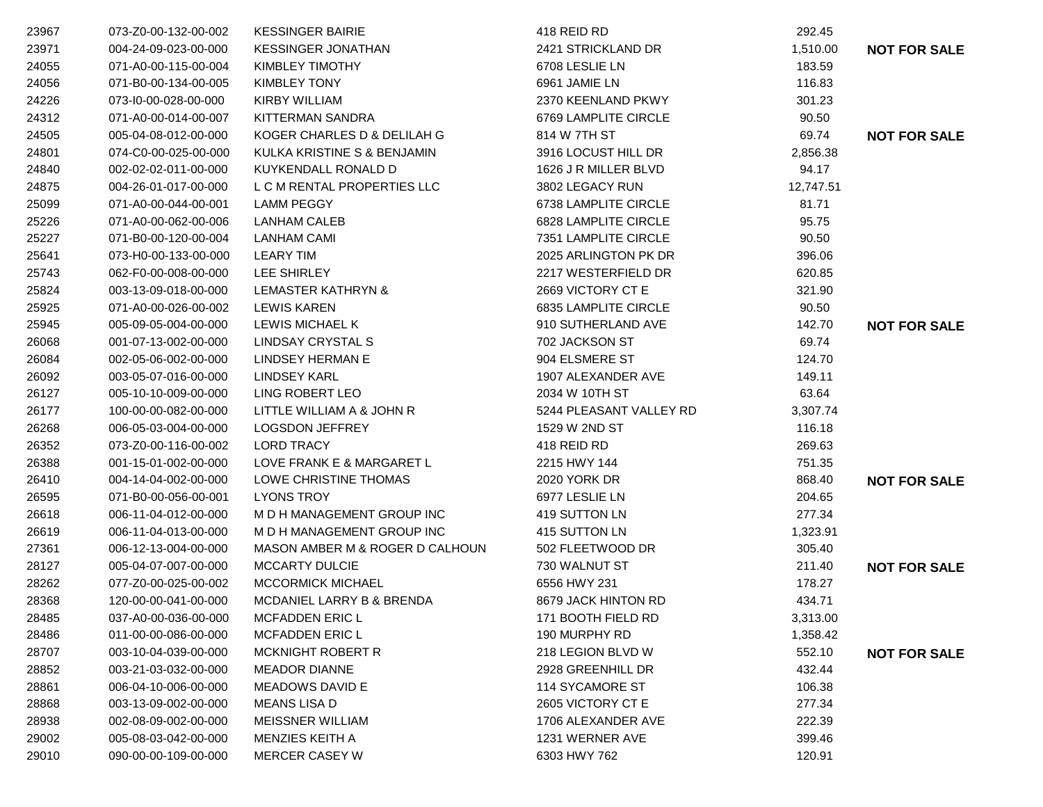| | | | | | |
|---|---|---|---|---|---|
| 23967 | 073-Z0-00-132-00-002 | KESSINGER BAIRIE | 418 REID RD | 292.45 | |
| 23971 | 004-24-09-023-00-000 | KESSINGER JONATHAN | 2421 STRICKLAND DR | 1,510.00 | **NOT FOR SALE** |
| 24055 | 071-A0-00-115-00-004 | KIMBLEY TIMOTHY | 6708 LESLIE LN | 183.59 | |
| 24056 | 071-B0-00-134-00-005 | KIMBLEY TONY | 6961 JAMIE LN | 116.83 | |
| 24226 | 073-I0-00-028-00-000 | KIRBY WILLIAM | 2370 KEENLAND PKWY | 301.23 | |
| 24312 | 071-A0-00-014-00-007 | KITTERMAN SANDRA | 6769 LAMPLITE CIRCLE | 90.50 | |
| 24505 | 005-04-08-012-00-000 | KOGER CHARLES D & DELILAH G | 814 W 7TH ST | 69.74 | **NOT FOR SALE** |
| 24801 | 074-C0-00-025-00-000 | KULKA KRISTINE S & BENJAMIN | 3916 LOCUST HILL DR | 2,856.38 | |
| 24840 | 002-02-02-011-00-000 | KUYKENDALL RONALD D | 1626 J R MILLER BLVD | 94.17 | |
| 24875 | 004-26-01-017-00-000 | L C M RENTAL PROPERTIES LLC | 3802 LEGACY RUN | 12,747.51 | |
| 25099 | 071-A0-00-044-00-001 | LAMM PEGGY | 6738 LAMPLITE CIRCLE | 81.71 | |
| 25226 | 071-A0-00-062-00-006 | LANHAM CALEB | 6828 LAMPLITE CIRCLE | 95.75 | |
| 25227 | 071-B0-00-120-00-004 | LANHAM CAMI | 7351 LAMPLITE CIRCLE | 90.50 | |
| 25641 | 073-H0-00-133-00-000 | LEARY TIM | 2025 ARLINGTON PK DR | 396.06 | |
| 25743 | 062-F0-00-008-00-000 | LEE SHIRLEY | 2217 WESTERFIELD DR | 620.85 | |
| 25824 | 003-13-09-018-00-000 | LEMASTER KATHRYN & | 2669 VICTORY CT E | 321.90 | |
| 25925 | 071-A0-00-026-00-002 | LEWIS KAREN | 6835 LAMPLITE CIRCLE | 90.50 | |
| 25945 | 005-09-05-004-00-000 | LEWIS MICHAEL K | 910 SUTHERLAND AVE | 142.70 | **NOT FOR SALE** |
| 26068 | 001-07-13-002-00-000 | LINDSAY CRYSTAL S | 702 JACKSON ST | 69.74 | |
| 26084 | 002-05-06-002-00-000 | LINDSEY HERMAN E | 904 ELSMERE ST | 124.70 | |
| 26092 | 003-05-07-016-00-000 | LINDSEY KARL | 1907 ALEXANDER AVE | 149.11 | |
| 26127 | 005-10-10-009-00-000 | LING ROBERT LEO | 2034 W 10TH ST | 63.64 | |
| 26177 | 100-00-00-082-00-000 | LITTLE WILLIAM A & JOHN R | 5244 PLEASANT VALLEY RD | 3,307.74 | |
| 26268 | 006-05-03-004-00-000 | LOGSDON JEFFREY | 1529 W 2ND ST | 116.18 | |
| 26352 | 073-Z0-00-116-00-002 | LORD TRACY | 418 REID RD | 269.63 | |
| 26388 | 001-15-01-002-00-000 | LOVE FRANK E & MARGARET L | 2215 HWY 144 | 751.35 | |
| 26410 | 004-14-04-002-00-000 | LOWE CHRISTINE THOMAS | 2020 YORK DR | 868.40 | **NOT FOR SALE** |
| 26595 | 071-B0-00-056-00-001 | LYONS TROY | 6977 LESLIE LN | 204.65 | |
| 26618 | 006-11-04-012-00-000 | M D H MANAGEMENT GROUP INC | 419 SUTTON LN | 277.34 | |
| 26619 | 006-11-04-013-00-000 | M D H MANAGEMENT GROUP INC | 415 SUTTON LN | 1,323.91 | |
| 27361 | 006-12-13-004-00-000 | MASON AMBER M & ROGER D CALHOUN | 502 FLEETWOOD DR | 305.40 | |
| 28127 | 005-04-07-007-00-000 | MCCARTY DULCIE | 730 WALNUT ST | 211.40 | **NOT FOR SALE** |
| 28262 | 077-Z0-00-025-00-002 | MCCORMICK MICHAEL | 6556 HWY 231 | 178.27 | |
| 28368 | 120-00-00-041-00-000 | MCDANIEL LARRY B & BRENDA | 8679 JACK HINTON RD | 434.71 | |
| 28485 | 037-A0-00-036-00-000 | MCFADDEN ERIC L | 171 BOOTH FIELD RD | 3,313.00 | |
| 28486 | 011-00-00-086-00-000 | MCFADDEN ERIC L | 190 MURPHY RD | 1,358.42 | |
| 28707 | 003-10-04-039-00-000 | MCKNIGHT ROBERT R | 218 LEGION BLVD W | 552.10 | **NOT FOR SALE** |
| 28852 | 003-21-03-032-00-000 | MEADOR DIANNE | 2928 GREENHILL DR | 432.44 | |
| 28861 | 006-04-10-006-00-000 | MEADOWS DAVID E | 114 SYCAMORE ST | 106.38 | |
| 28868 | 003-13-09-002-00-000 | MEANS LISA D | 2605 VICTORY CT E | 277.34 | |
| 28938 | 002-08-09-002-00-000 | MEISSNER WILLIAM | 1706 ALEXANDER AVE | 222.39 | |
| 29002 | 005-08-03-042-00-000 | MENZIES KEITH A | 1231 WERNER AVE | 399.46 | |
| 29010 | 090-00-00-109-00-000 | MERCER CASEY W | 6303 HWY 762 | 120.91 | |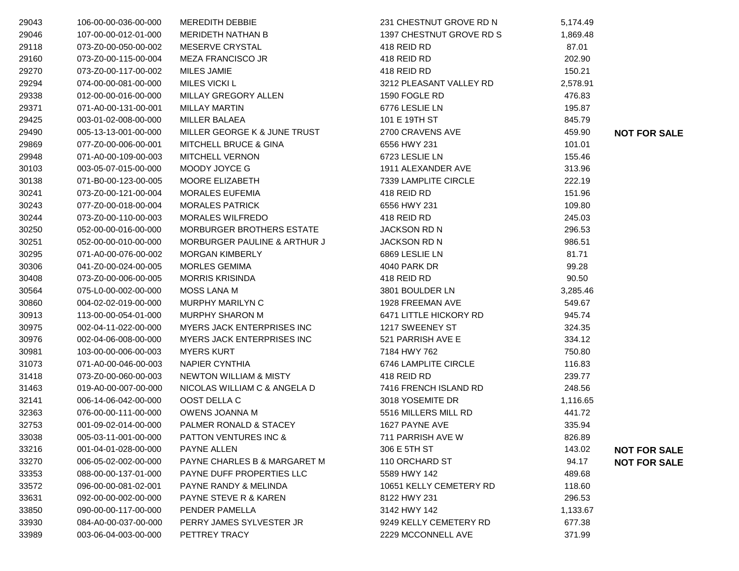| | | | | | |
|---|---|---|---|---|---|
| 29043 | 106-00-00-036-00-000 | MEREDITH DEBBIE | 231 CHESTNUT GROVE RD N | 5,174.49 | |
| 29046 | 107-00-00-012-01-000 | MERIDETH NATHAN B | 1397 CHESTNUT GROVE RD S | 1,869.48 | |
| 29118 | 073-Z0-00-050-00-002 | MESERVE CRYSTAL | 418 REID RD | 87.01 | |
| 29160 | 073-Z0-00-115-00-004 | MEZA FRANCISCO JR | 418 REID RD | 202.90 | |
| 29270 | 073-Z0-00-117-00-002 | MILES JAMIE | 418 REID RD | 150.21 | |
| 29294 | 074-00-00-081-00-000 | MILES VICKI L | 3212 PLEASANT VALLEY RD | 2,578.91 | |
| 29338 | 012-00-00-016-00-000 | MILLAY GREGORY ALLEN | 1590 FOGLE RD | 476.83 | |
| 29371 | 071-A0-00-131-00-001 | MILLAY MARTIN | 6776 LESLIE LN | 195.87 | |
| 29425 | 003-01-02-008-00-000 | MILLER BALAEA | 101 E 19TH ST | 845.79 | |
| 29490 | 005-13-13-001-00-000 | MILLER GEORGE K & JUNE TRUST | 2700 CRAVENS AVE | 459.90 | **NOT FOR SALE** |
| 29869 | 077-Z0-00-006-00-001 | MITCHELL BRUCE & GINA | 6556 HWY 231 | 101.01 | |
| 29948 | 071-A0-00-109-00-003 | MITCHELL VERNON | 6723 LESLIE LN | 155.46 | |
| 30103 | 003-05-07-015-00-000 | MOODY JOYCE G | 1911 ALEXANDER AVE | 313.96 | |
| 30138 | 071-B0-00-123-00-005 | MOORE ELIZABETH | 7339 LAMPLITE CIRCLE | 222.19 | |
| 30241 | 073-Z0-00-121-00-004 | MORALES EUFEMIA | 418 REID RD | 151.96 | |
| 30243 | 077-Z0-00-018-00-004 | MORALES PATRICK | 6556 HWY 231 | 109.80 | |
| 30244 | 073-Z0-00-110-00-003 | MORALES WILFREDO | 418 REID RD | 245.03 | |
| 30250 | 052-00-00-016-00-000 | MORBURGER BROTHERS ESTATE | JACKSON RD N | 296.53 | |
| 30251 | 052-00-00-010-00-000 | MORBURGER PAULINE & ARTHUR J | JACKSON RD N | 986.51 | |
| 30295 | 071-A0-00-076-00-002 | MORGAN KIMBERLY | 6869 LESLIE LN | 81.71 | |
| 30306 | 041-Z0-00-024-00-005 | MORLES GEMIMA | 4040 PARK DR | 99.28 | |
| 30408 | 073-Z0-00-006-00-005 | MORRIS KRISINDA | 418 REID RD | 90.50 | |
| 30564 | 075-L0-00-002-00-000 | MOSS LANA M | 3801 BOULDER LN | 3,285.46 | |
| 30860 | 004-02-02-019-00-000 | MURPHY MARILYN C | 1928 FREEMAN AVE | 549.67 | |
| 30913 | 113-00-00-054-01-000 | MURPHY SHARON M | 6471 LITTLE HICKORY RD | 945.74 | |
| 30975 | 002-04-11-022-00-000 | MYERS JACK ENTERPRISES INC | 1217 SWEENEY ST | 324.35 | |
| 30976 | 002-04-06-008-00-000 | MYERS JACK ENTERPRISES INC | 521 PARRISH AVE E | 334.12 | |
| 30981 | 103-00-00-006-00-003 | MYERS KURT | 7184 HWY 762 | 750.80 | |
| 31073 | 071-A0-00-046-00-003 | NAPIER CYNTHIA | 6746 LAMPLITE CIRCLE | 116.83 | |
| 31418 | 073-Z0-00-060-00-003 | NEWTON WILLIAM & MISTY | 418 REID RD | 239.77 | |
| 31463 | 019-A0-00-007-00-000 | NICOLAS WILLIAM C & ANGELA D | 7416 FRENCH ISLAND RD | 248.56 | |
| 32141 | 006-14-06-042-00-000 | OOST DELLA C | 3018 YOSEMITE DR | 1,116.65 | |
| 32363 | 076-00-00-111-00-000 | OWENS JOANNA M | 5516 MILLERS MILL RD | 441.72 | |
| 32753 | 001-09-02-014-00-000 | PALMER RONALD & STACEY | 1627 PAYNE AVE | 335.94 | |
| 33038 | 005-03-11-001-00-000 | PATTON VENTURES INC & | 711 PARRISH AVE W | 826.89 | |
| 33216 | 001-04-01-028-00-000 | PAYNE ALLEN | 306 E 5TH ST | 143.02 | **NOT FOR SALE** |
| 33270 | 006-05-02-002-00-000 | PAYNE CHARLES B & MARGARET M | 110 ORCHARD ST | 94.17 | **NOT FOR SALE** |
| 33353 | 088-00-00-137-01-000 | PAYNE DUFF PROPERTIES LLC | 5589 HWY 142 | 489.68 | |
| 33572 | 096-00-00-081-02-001 | PAYNE RANDY & MELINDA | 10651 KELLY CEMETERY RD | 118.60 | |
| 33631 | 092-00-00-002-00-000 | PAYNE STEVE R & KAREN | 8122 HWY 231 | 296.53 | |
| 33850 | 090-00-00-117-00-000 | PENDER PAMELLA | 3142 HWY 142 | 1,133.67 | |
| 33930 | 084-A0-00-037-00-000 | PERRY JAMES SYLVESTER JR | 9249 KELLY CEMETERY RD | 677.38 | |
| 33989 | 003-06-04-003-00-000 | PETTREY TRACY | 2229 MCCONNELL AVE | 371.99 | |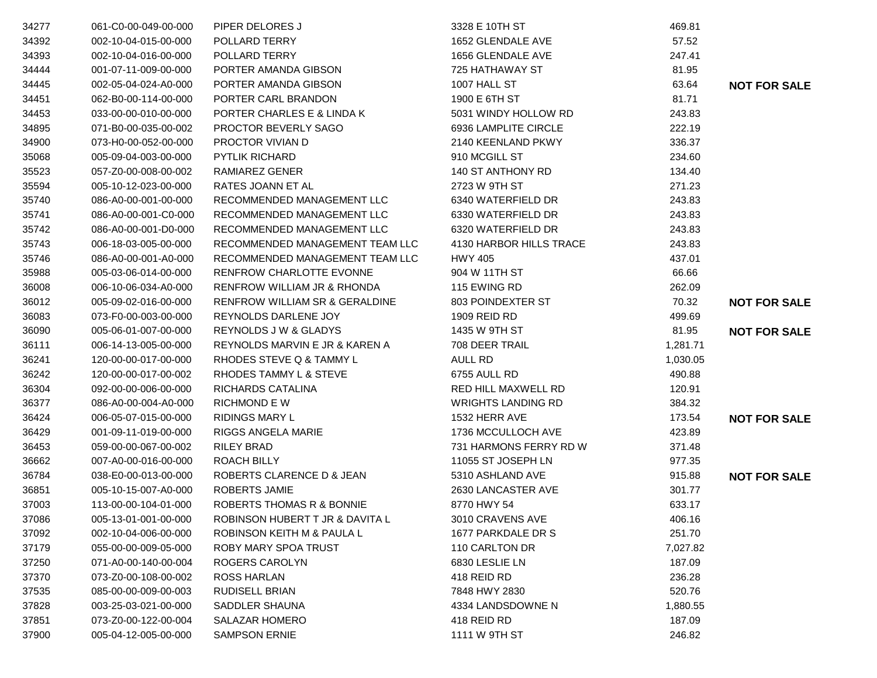| | | | | | |
|---|---|---|---|---|---|
| 34277 | 061-C0-00-049-00-000 | PIPER DELORES J | 3328 E 10TH ST | 469.81 | |
| 34392 | 002-10-04-015-00-000 | POLLARD TERRY | 1652 GLENDALE AVE | 57.52 | |
| 34393 | 002-10-04-016-00-000 | POLLARD TERRY | 1656 GLENDALE AVE | 247.41 | |
| 34444 | 001-07-11-009-00-000 | PORTER AMANDA GIBSON | 725 HATHAWAY ST | 81.95 | |
| 34445 | 002-05-04-024-A0-000 | PORTER AMANDA GIBSON | 1007 HALL ST | 63.64 | **NOT FOR SALE** |
| 34451 | 062-B0-00-114-00-000 | PORTER CARL BRANDON | 1900 E 6TH ST | 81.71 | |
| 34453 | 033-00-00-010-00-000 | PORTER CHARLES E & LINDA K | 5031 WINDY HOLLOW RD | 243.83 | |
| 34895 | 071-B0-00-035-00-002 | PROCTOR BEVERLY SAGO | 6936 LAMPLITE CIRCLE | 222.19 | |
| 34900 | 073-H0-00-052-00-000 | PROCTOR VIVIAN D | 2140 KEENLAND PKWY | 336.37 | |
| 35068 | 005-09-04-003-00-000 | PYTLIK RICHARD | 910 MCGILL ST | 234.60 | |
| 35523 | 057-Z0-00-008-00-002 | RAMIAREZ GENER | 140 ST ANTHONY RD | 134.40 | |
| 35594 | 005-10-12-023-00-000 | RATES JOANN ET AL | 2723 W 9TH ST | 271.23 | |
| 35740 | 086-A0-00-001-00-000 | RECOMMENDED MANAGEMENT LLC | 6340 WATERFIELD DR | 243.83 | |
| 35741 | 086-A0-00-001-C0-000 | RECOMMENDED MANAGEMENT LLC | 6330 WATERFIELD DR | 243.83 | |
| 35742 | 086-A0-00-001-D0-000 | RECOMMENDED MANAGEMENT LLC | 6320 WATERFIELD DR | 243.83 | |
| 35743 | 006-18-03-005-00-000 | RECOMMENDED MANAGEMENT TEAM LLC | 4130 HARBOR HILLS TRACE | 243.83 | |
| 35746 | 086-A0-00-001-A0-000 | RECOMMENDED MANAGEMENT TEAM LLC | HWY 405 | 437.01 | |
| 35988 | 005-03-06-014-00-000 | RENFROW CHARLOTTE EVONNE | 904 W 11TH ST | 66.66 | |
| 36008 | 006-10-06-034-A0-000 | RENFROW WILLIAM JR & RHONDA | 115 EWING RD | 262.09 | |
| 36012 | 005-09-02-016-00-000 | RENFROW WILLIAM SR & GERALDINE | 803 POINDEXTER ST | 70.32 | **NOT FOR SALE** |
| 36083 | 073-F0-00-003-00-000 | REYNOLDS DARLENE JOY | 1909 REID RD | 499.69 | |
| 36090 | 005-06-01-007-00-000 | REYNOLDS J W & GLADYS | 1435 W 9TH ST | 81.95 | **NOT FOR SALE** |
| 36111 | 006-14-13-005-00-000 | REYNOLDS MARVIN E JR & KAREN A | 708 DEER TRAIL | 1,281.71 | |
| 36241 | 120-00-00-017-00-000 | RHODES STEVE Q & TAMMY L | AULL RD | 1,030.05 | |
| 36242 | 120-00-00-017-00-002 | RHODES TAMMY L & STEVE | 6755 AULL RD | 490.88 | |
| 36304 | 092-00-00-006-00-000 | RICHARDS CATALINA | RED HILL MAXWELL RD | 120.91 | |
| 36377 | 086-A0-00-004-A0-000 | RICHMOND E W | WRIGHTS LANDING RD | 384.32 | |
| 36424 | 006-05-07-015-00-000 | RIDINGS MARY L | 1532 HERR AVE | 173.54 | **NOT FOR SALE** |
| 36429 | 001-09-11-019-00-000 | RIGGS ANGELA MARIE | 1736 MCCULLOCH AVE | 423.89 | |
| 36453 | 059-00-00-067-00-002 | RILEY BRAD | 731 HARMONS FERRY RD W | 371.48 | |
| 36662 | 007-A0-00-016-00-000 | ROACH BILLY | 11055 ST JOSEPH LN | 977.35 | |
| 36784 | 038-E0-00-013-00-000 | ROBERTS CLARENCE D & JEAN | 5310 ASHLAND AVE | 915.88 | **NOT FOR SALE** |
| 36851 | 005-10-15-007-A0-000 | ROBERTS JAMIE | 2630 LANCASTER AVE | 301.77 | |
| 37003 | 113-00-00-104-01-000 | ROBERTS THOMAS R & BONNIE | 8770 HWY 54 | 633.17 | |
| 37086 | 005-13-01-001-00-000 | ROBINSON HUBERT T JR & DAVITA L | 3010 CRAVENS AVE | 406.16 | |
| 37092 | 002-10-04-006-00-000 | ROBINSON KEITH M & PAULA L | 1677 PARKDALE DR S | 251.70 | |
| 37179 | 055-00-00-009-05-000 | ROBY MARY SPOA TRUST | 110 CARLTON DR | 7,027.82 | |
| 37250 | 071-A0-00-140-00-004 | ROGERS CAROLYN | 6830 LESLIE LN | 187.09 | |
| 37370 | 073-Z0-00-108-00-002 | ROSS HARLAN | 418 REID RD | 236.28 | |
| 37535 | 085-00-00-009-00-003 | RUDISELL BRIAN | 7848 HWY 2830 | 520.76 | |
| 37828 | 003-25-03-021-00-000 | SADDLER SHAUNA | 4334 LANDSDOWNE N | 1,880.55 | |
| 37851 | 073-Z0-00-122-00-004 | SALAZAR HOMERO | 418 REID RD | 187.09 | |
| 37900 | 005-04-12-005-00-000 | SAMPSON ERNIE | 1111 W 9TH ST | 246.82 | |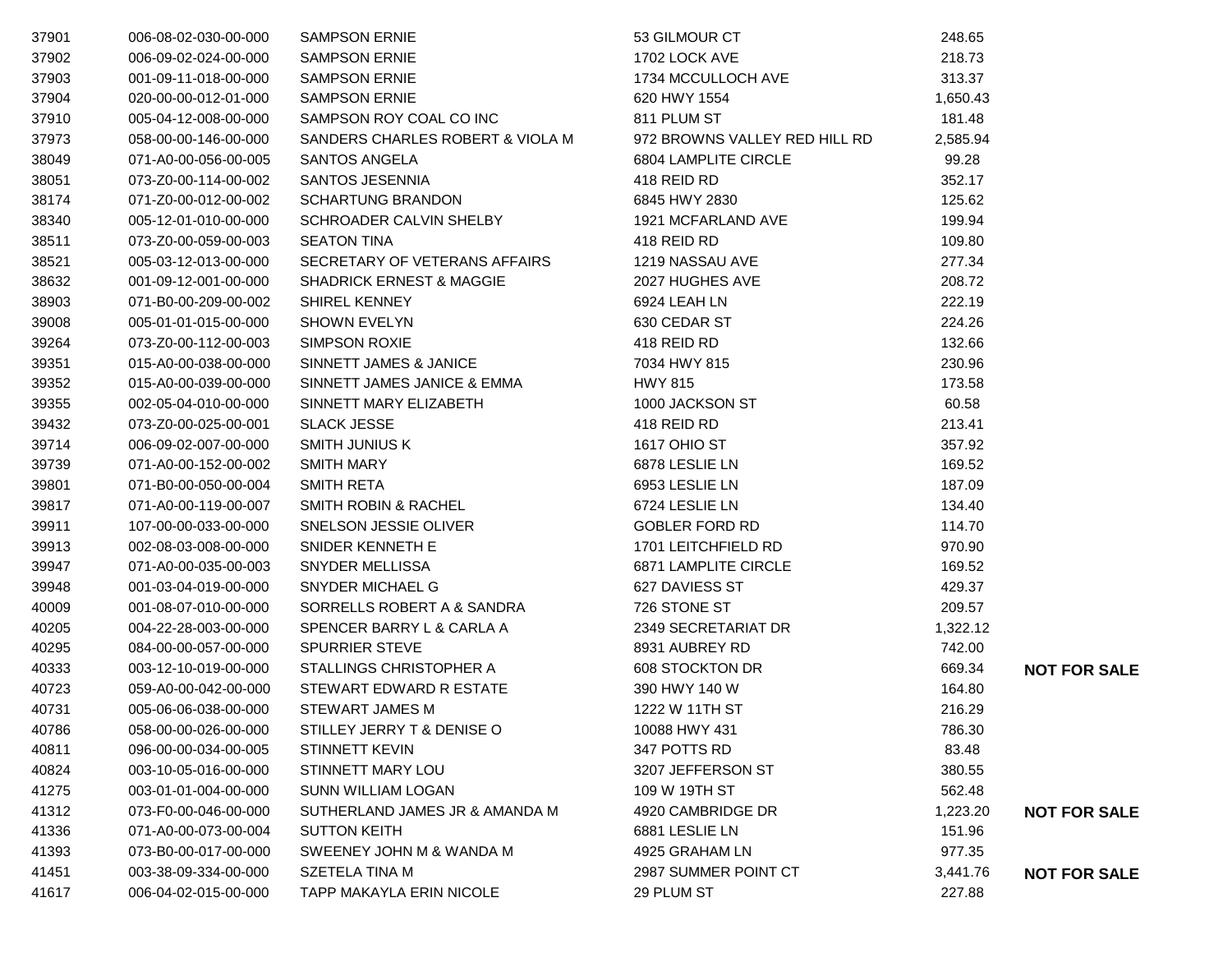| | | | | | |
|---|---|---|---|---|---|
| 37901 | 006-08-02-030-00-000 | SAMPSON ERNIE | 53 GILMOUR CT | 248.65 | |
| 37902 | 006-09-02-024-00-000 | SAMPSON ERNIE | 1702 LOCK AVE | 218.73 | |
| 37903 | 001-09-11-018-00-000 | SAMPSON ERNIE | 1734 MCCULLOCH AVE | 313.37 | |
| 37904 | 020-00-00-012-01-000 | SAMPSON ERNIE | 620 HWY 1554 | 1,650.43 | |
| 37910 | 005-04-12-008-00-000 | SAMPSON ROY COAL CO INC | 811 PLUM ST | 181.48 | |
| 37973 | 058-00-00-146-00-000 | SANDERS CHARLES ROBERT & VIOLA M | 972 BROWNS VALLEY RED HILL RD | 2,585.94 | |
| 38049 | 071-A0-00-056-00-005 | SANTOS ANGELA | 6804 LAMPLITE CIRCLE | 99.28 | |
| 38051 | 073-Z0-00-114-00-002 | SANTOS JESENNIA | 418 REID RD | 352.17 | |
| 38174 | 071-Z0-00-012-00-002 | SCHARTUNG BRANDON | 6845 HWY 2830 | 125.62 | |
| 38340 | 005-12-01-010-00-000 | SCHROADER CALVIN SHELBY | 1921 MCFARLAND AVE | 199.94 | |
| 38511 | 073-Z0-00-059-00-003 | SEATON TINA | 418 REID RD | 109.80 | |
| 38521 | 005-03-12-013-00-000 | SECRETARY OF VETERANS AFFAIRS | 1219 NASSAU AVE | 277.34 | |
| 38632 | 001-09-12-001-00-000 | SHADRICK ERNEST & MAGGIE | 2027 HUGHES AVE | 208.72 | |
| 38903 | 071-B0-00-209-00-002 | SHIREL KENNEY | 6924 LEAH LN | 222.19 | |
| 39008 | 005-01-01-015-00-000 | SHOWN EVELYN | 630 CEDAR ST | 224.26 | |
| 39264 | 073-Z0-00-112-00-003 | SIMPSON ROXIE | 418 REID RD | 132.66 | |
| 39351 | 015-A0-00-038-00-000 | SINNETT JAMES & JANICE | 7034 HWY 815 | 230.96 | |
| 39352 | 015-A0-00-039-00-000 | SINNETT JAMES JANICE & EMMA | HWY 815 | 173.58 | |
| 39355 | 002-05-04-010-00-000 | SINNETT MARY ELIZABETH | 1000 JACKSON ST | 60.58 | |
| 39432 | 073-Z0-00-025-00-001 | SLACK JESSE | 418 REID RD | 213.41 | |
| 39714 | 006-09-02-007-00-000 | SMITH JUNIUS K | 1617 OHIO ST | 357.92 | |
| 39739 | 071-A0-00-152-00-002 | SMITH MARY | 6878 LESLIE LN | 169.52 | |
| 39801 | 071-B0-00-050-00-004 | SMITH RETA | 6953 LESLIE LN | 187.09 | |
| 39817 | 071-A0-00-119-00-007 | SMITH ROBIN & RACHEL | 6724 LESLIE LN | 134.40 | |
| 39911 | 107-00-00-033-00-000 | SNELSON JESSIE OLIVER | GOBLER FORD RD | 114.70 | |
| 39913 | 002-08-03-008-00-000 | SNIDER KENNETH E | 1701 LEITCHFIELD RD | 970.90 | |
| 39947 | 071-A0-00-035-00-003 | SNYDER MELLISSA | 6871 LAMPLITE CIRCLE | 169.52 | |
| 39948 | 001-03-04-019-00-000 | SNYDER MICHAEL G | 627 DAVIESS ST | 429.37 | |
| 40009 | 001-08-07-010-00-000 | SORRELLS ROBERT A & SANDRA | 726 STONE ST | 209.57 | |
| 40205 | 004-22-28-003-00-000 | SPENCER BARRY L & CARLA A | 2349 SECRETARIAT DR | 1,322.12 | |
| 40295 | 084-00-00-057-00-000 | SPURRIER STEVE | 8931 AUBREY RD | 742.00 | |
| 40333 | 003-12-10-019-00-000 | STALLINGS CHRISTOPHER A | 608 STOCKTON DR | 669.34 | **NOT FOR SALE** |
| 40723 | 059-A0-00-042-00-000 | STEWART EDWARD R ESTATE | 390 HWY 140 W | 164.80 | |
| 40731 | 005-06-06-038-00-000 | STEWART JAMES M | 1222 W 11TH ST | 216.29 | |
| 40786 | 058-00-00-026-00-000 | STILLEY JERRY T & DENISE O | 10088 HWY 431 | 786.30 | |
| 40811 | 096-00-00-034-00-005 | STINNETT KEVIN | 347 POTTS RD | 83.48 | |
| 40824 | 003-10-05-016-00-000 | STINNETT MARY LOU | 3207 JEFFERSON ST | 380.55 | |
| 41275 | 003-01-01-004-00-000 | SUNN WILLIAM LOGAN | 109 W 19TH ST | 562.48 | |
| 41312 | 073-F0-00-046-00-000 | SUTHERLAND JAMES JR & AMANDA M | 4920 CAMBRIDGE DR | 1,223.20 | **NOT FOR SALE** |
| 41336 | 071-A0-00-073-00-004 | SUTTON KEITH | 6881 LESLIE LN | 151.96 | |
| 41393 | 073-B0-00-017-00-000 | SWEENEY JOHN M & WANDA M | 4925 GRAHAM LN | 977.35 | |
| 41451 | 003-38-09-334-00-000 | SZETELA TINA M | 2987 SUMMER POINT CT | 3,441.76 | **NOT FOR SALE** |
| 41617 | 006-04-02-015-00-000 | TAPP MAKAYLA ERIN NICOLE | 29 PLUM ST | 227.88 | |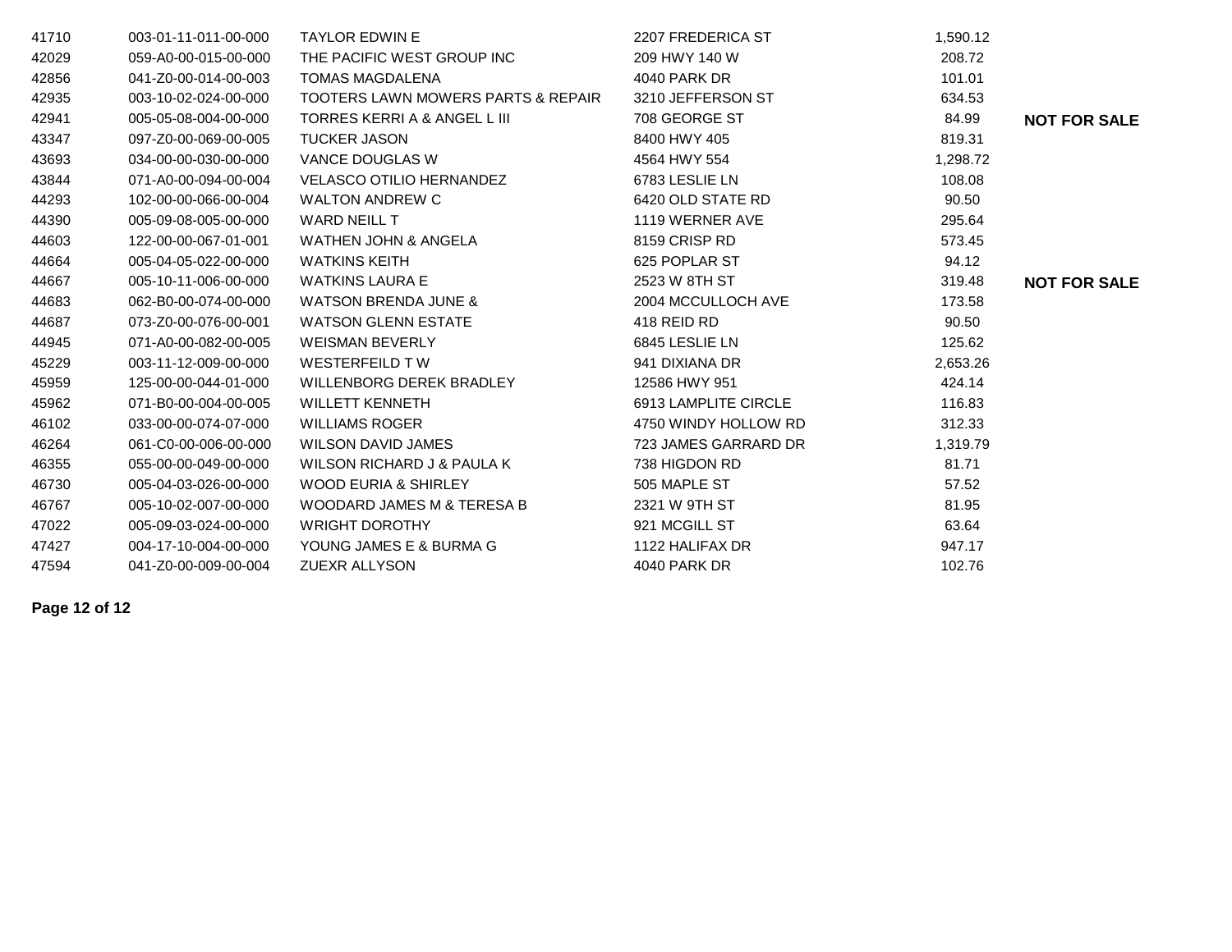| | | | | | |
|---|---|---|---|---|---|
| 41710 | 003-01-11-011-00-000 | TAYLOR EDWIN E | 2207 FREDERICA ST | 1,590.12 | |
| 42029 | 059-A0-00-015-00-000 | THE PACIFIC WEST GROUP INC | 209 HWY 140 W | 208.72 | |
| 42856 | 041-Z0-00-014-00-003 | TOMAS MAGDALENA | 4040 PARK DR | 101.01 | |
| 42935 | 003-10-02-024-00-000 | TOOTERS LAWN MOWERS PARTS & REPAIR | 3210 JEFFERSON ST | 634.53 | |
| 42941 | 005-05-08-004-00-000 | TORRES KERRI A & ANGEL L III | 708 GEORGE ST | 84.99 | **NOT FOR SALE** |
| 43347 | 097-Z0-00-069-00-005 | TUCKER JASON | 8400 HWY 405 | 819.31 | |
| 43693 | 034-00-00-030-00-000 | VANCE DOUGLAS W | 4564 HWY 554 | 1,298.72 | |
| 43844 | 071-A0-00-094-00-004 | VELASCO OTILIO HERNANDEZ | 6783 LESLIE LN | 108.08 | |
| 44293 | 102-00-00-066-00-004 | WALTON ANDREW C | 6420 OLD STATE RD | 90.50 | |
| 44390 | 005-09-08-005-00-000 | WARD NEILL T | 1119 WERNER AVE | 295.64 | |
| 44603 | 122-00-00-067-01-001 | WATHEN JOHN & ANGELA | 8159 CRISP RD | 573.45 | |
| 44664 | 005-04-05-022-00-000 | WATKINS KEITH | 625 POPLAR ST | 94.12 | |
| 44667 | 005-10-11-006-00-000 | WATKINS LAURA E | 2523 W 8TH ST | 319.48 | **NOT FOR SALE** |
| 44683 | 062-B0-00-074-00-000 | WATSON BRENDA JUNE & | 2004 MCCULLOCH AVE | 173.58 | |
| 44687 | 073-Z0-00-076-00-001 | WATSON GLENN ESTATE | 418 REID RD | 90.50 | |
| 44945 | 071-A0-00-082-00-005 | WEISMAN BEVERLY | 6845 LESLIE LN | 125.62 | |
| 45229 | 003-11-12-009-00-000 | WESTERFEILD T W | 941 DIXIANA DR | 2,653.26 | |
| 45959 | 125-00-00-044-01-000 | WILLENBORG DEREK BRADLEY | 12586 HWY 951 | 424.14 | |
| 45962 | 071-B0-00-004-00-005 | WILLETT KENNETH | 6913 LAMPLITE CIRCLE | 116.83 | |
| 46102 | 033-00-00-074-07-000 | WILLIAMS ROGER | 4750 WINDY HOLLOW RD | 312.33 | |
| 46264 | 061-C0-00-006-00-000 | WILSON DAVID JAMES | 723 JAMES GARRARD DR | 1,319.79 | |
| 46355 | 055-00-00-049-00-000 | WILSON RICHARD J & PAULA K | 738 HIGDON RD | 81.71 | |
| 46730 | 005-04-03-026-00-000 | WOOD EURIA & SHIRLEY | 505 MAPLE ST | 57.52 | |
| 46767 | 005-10-02-007-00-000 | WOODARD JAMES M & TERESA B | 2321 W 9TH ST | 81.95 | |
| 47022 | 005-09-03-024-00-000 | WRIGHT DOROTHY | 921 MCGILL ST | 63.64 | |
| 47427 | 004-17-10-004-00-000 | YOUNG JAMES E & BURMA G | 1122 HALIFAX DR | 947.17 | |
| 47594 | 041-Z0-00-009-00-004 | ZUEXR ALLYSON | 4040 PARK DR | 102.76 | |